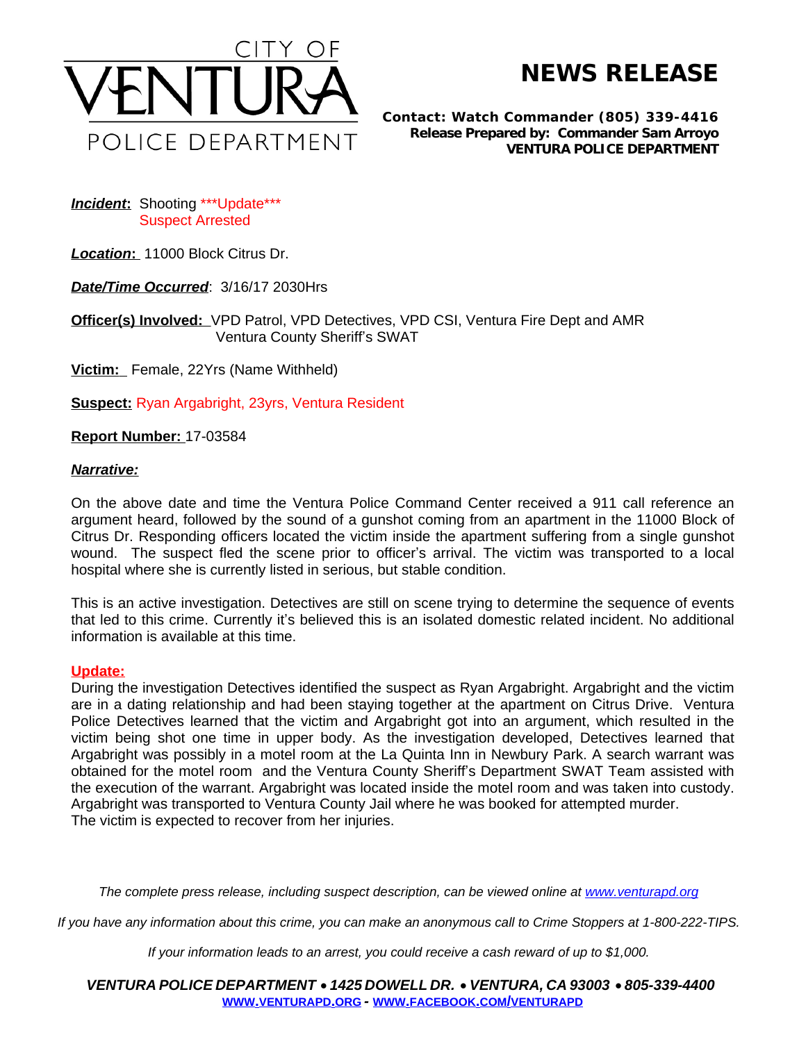# CITY OF VENTURA POLICE DEPARTMENT

## NEWS RELEASE

**Contact: Watch Commander (805) 339-4416**
**Release Prepared by: Commander Sam Arroyo**
**VENTURA POLICE DEPARTMENT**

***Incident*:** Shooting ***Update***
Suspect Arrested

***Location*:** 11000 Block Citrus Dr.

***Date/Time Occurred***: 3/16/17 2030Hrs

**Officer(s) Involved:** VPD Patrol, VPD Detectives, VPD CSI, Ventura Fire Dept and AMR
Ventura County Sheriff's SWAT

**Victim:** Female, 22Yrs (Name Withheld)

**Suspect:** Ryan Argabright, 23yrs, Ventura Resident

**Report Number:** 17-03584

***Narrative:***

On the above date and time the Ventura Police Command Center received a 911 call reference an argument heard, followed by the sound of a gunshot coming from an apartment in the 11000 Block of Citrus Dr. Responding officers located the victim inside the apartment suffering from a single gunshot wound. The suspect fled the scene prior to officer's arrival. The victim was transported to a local hospital where she is currently listed in serious, but stable condition.

This is an active investigation. Detectives are still on scene trying to determine the sequence of events that led to this crime. Currently it's believed this is an isolated domestic related incident. No additional information is available at this time.

**Update:**
During the investigation Detectives identified the suspect as Ryan Argabright. Argabright and the victim are in a dating relationship and had been staying together at the apartment on Citrus Drive. Ventura Police Detectives learned that the victim and Argabright got into an argument, which resulted in the victim being shot one time in upper body. As the investigation developed, Detectives learned that Argabright was possibly in a motel room at the La Quinta Inn in Newbury Park. A search warrant was obtained for the motel room and the Ventura County Sheriff's Department SWAT Team assisted with the execution of the warrant. Argabright was located inside the motel room and was taken into custody. Argabright was transported to Ventura County Jail where he was booked for attempted murder.
The victim is expected to recover from her injuries.

*The complete press release, including suspect description, can be viewed online at www.venturapd.org*

*If you have any information about this crime, you can make an anonymous call to Crime Stoppers at 1-800-222-TIPS.*

*If your information leads to an arrest, you could receive a cash reward of up to $1,000.*

***VENTURA POLICE DEPARTMENT • 1425 DOWELL DR. • VENTURA, CA 93003 • 805-339-4400***
**WWW.VENTURAPD.ORG - WWW.FACEBOOK.COM/VENTURAPD**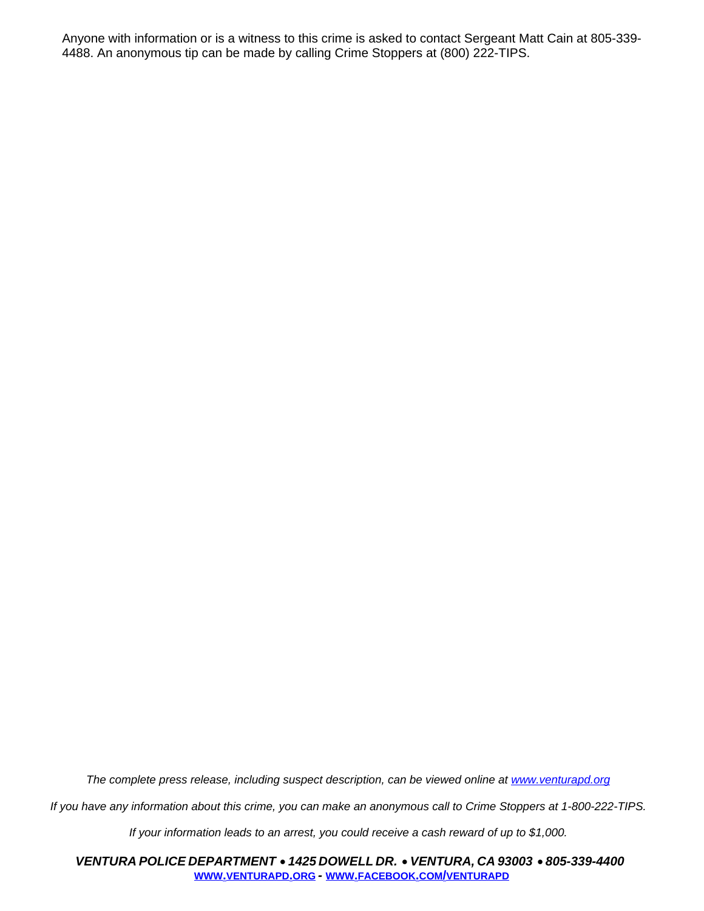Anyone with information or is a witness to this crime is asked to contact Sergeant Matt Cain at 805-339-4488. An anonymous tip can be made by calling Crime Stoppers at (800) 222-TIPS.

*The complete press release, including suspect description, can be viewed online at [www.venturapd.org](http://www.venturapd.org)*

*If you have any information about this crime, you can make an anonymous call to Crime Stoppers at 1-800-222-TIPS.*

*If your information leads to an arrest, you could receive a cash reward of up to $1,000.*

***VENTURA POLICE DEPARTMENT • 1425 DOWELL DR. • VENTURA, CA 93003 • 805-339-4400***

**[WWW.VENTURAPD.ORG](http://www.venturapd.org) - [WWW.FACEBOOK.COM/VENTURAPD](http://www.facebook.com/venturapd)**